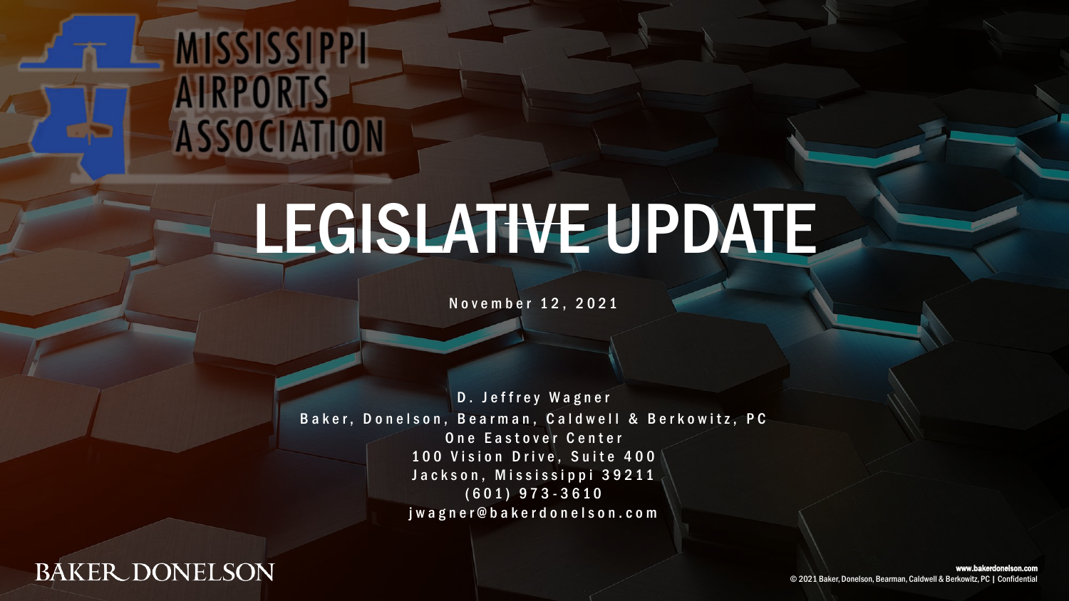MISSISSIPPI AIRPORTS ASSOCIATION

# LEGISLATIVE UPDATE

November 12, 2021

D. Jeffrey Wagner
Baker, Donelson, Bearman, Caldwell & Berkowitz, PC
One Eastover Center
100 Vision Drive, Suite 400
Jackson, Mississippi 39211
(601) 973-3610
jwagner@bakerdonelson.com

BAKER DONELSON

www.bakerdonelson.com
© 2021 Baker, Donelson, Bearman, Caldwell & Berkowitz, PC | Confidential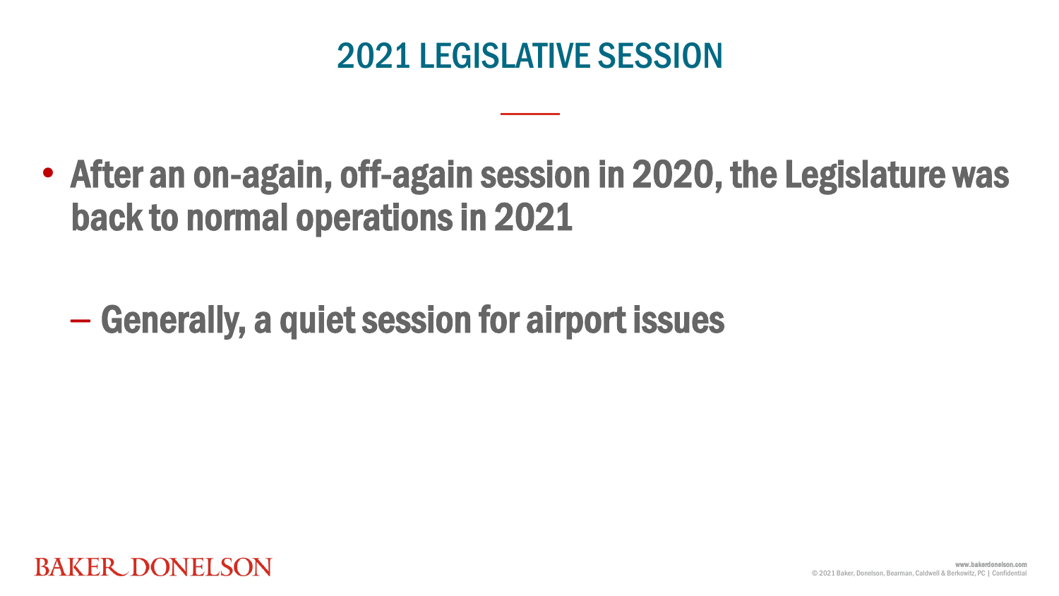# 2021 LEGISLATIVE SESSION

- After an on-again, off-again session in 2020, the Legislature was back to normal operations in 2021
  - Generally, a quiet session for airport issues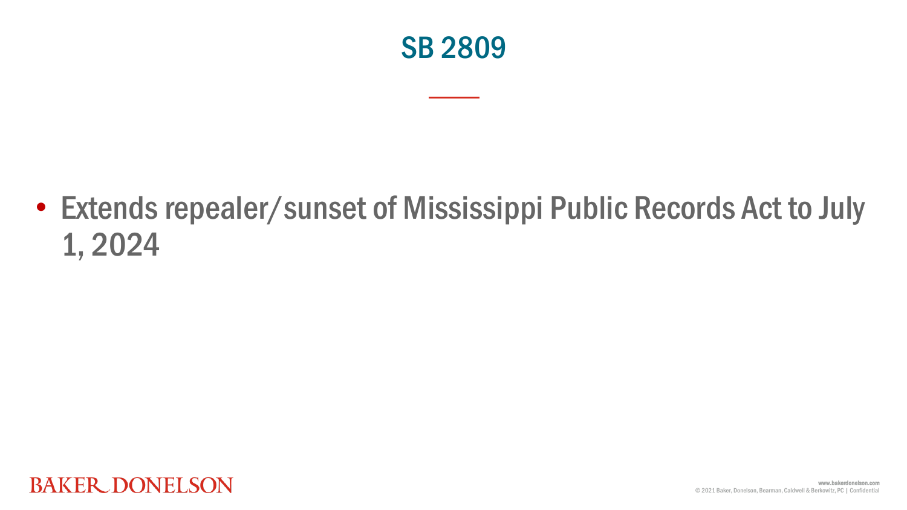# SB 2809

- Extends repealer/sunset of Mississippi Public Records Act to July 1, 2024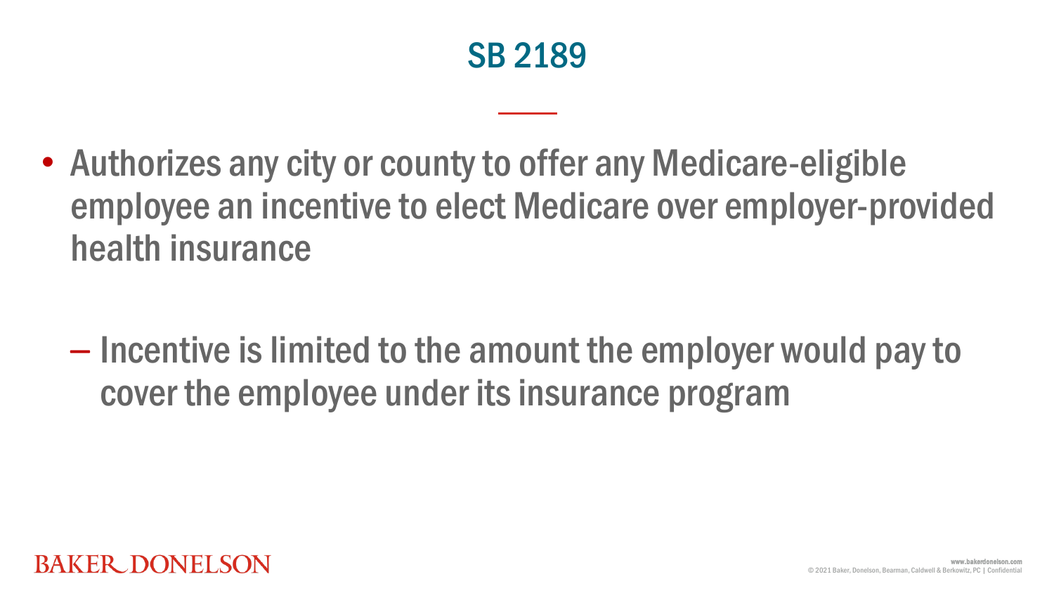# SB 2189

- Authorizes any city or county to offer any Medicare-eligible employee an incentive to elect Medicare over employer-provided health insurance
  - Incentive is limited to the amount the employer would pay to cover the employee under its insurance program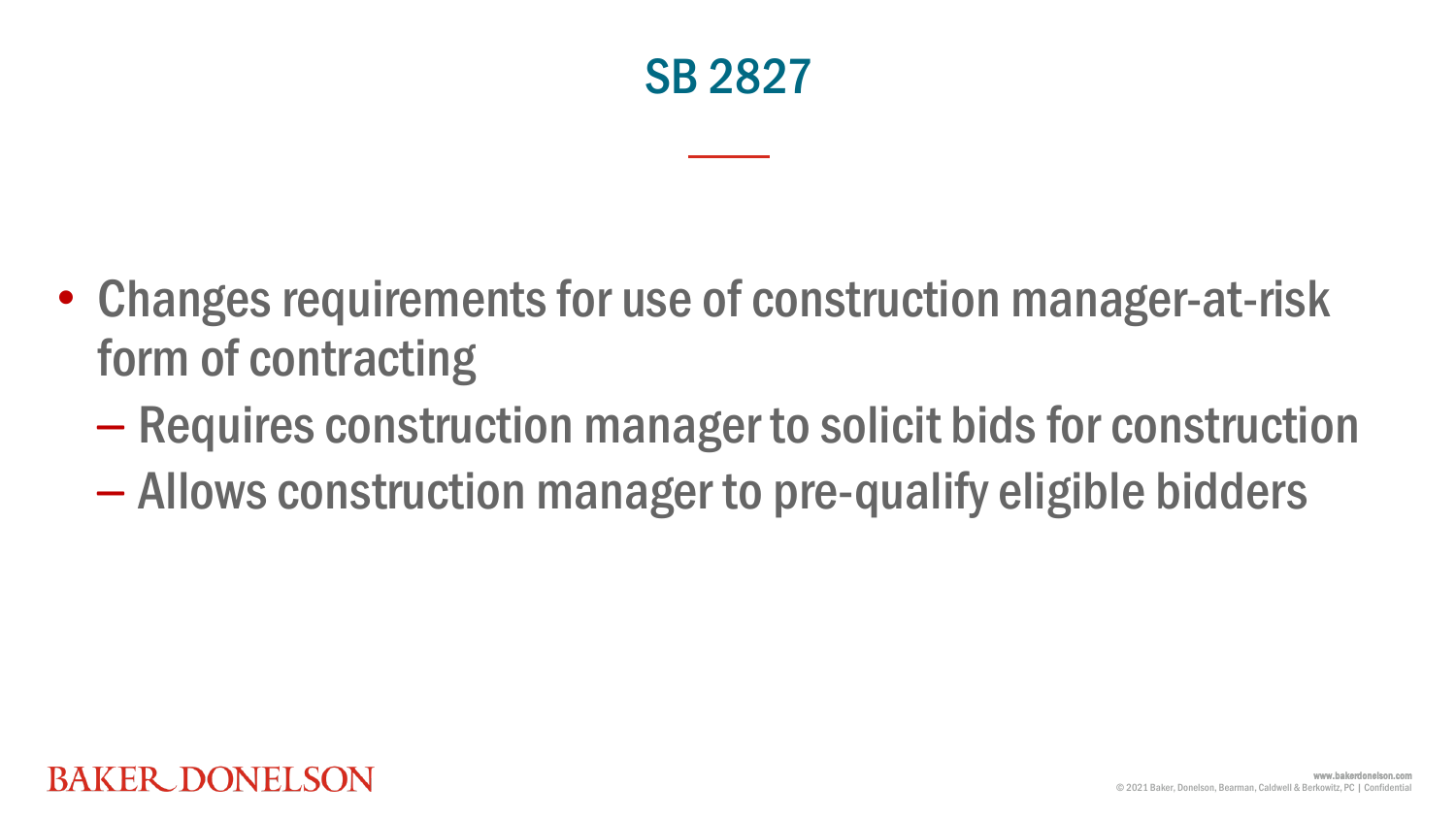# SB 2827

- Changes requirements for use of construction manager-at-risk form of contracting
  - Requires construction manager to solicit bids for construction
  - Allows construction manager to pre-qualify eligible bidders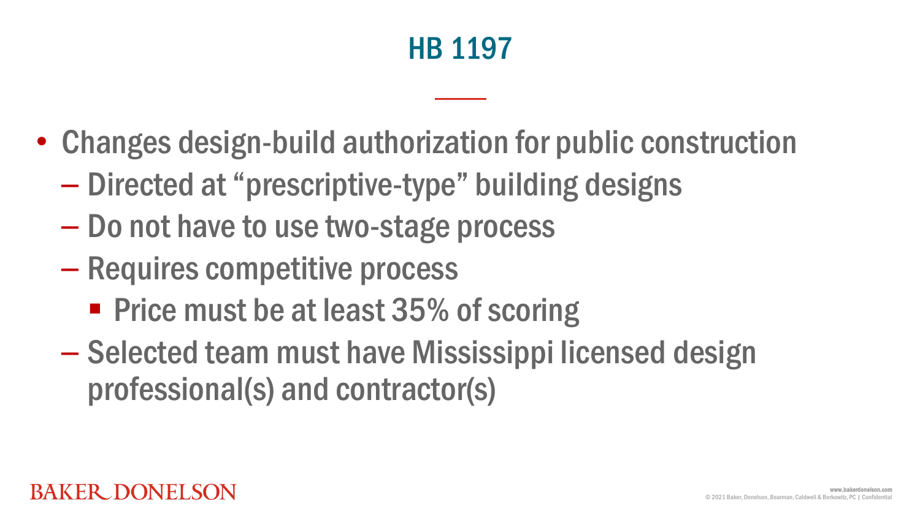# HB 1197

- Changes design-build authorization for public construction
  - Directed at “prescriptive-type” building designs
  - Do not have to use two-stage process
  - Requires competitive process
    - Price must be at least 35% of scoring
  - Selected team must have Mississippi licensed design professional(s) and contractor(s)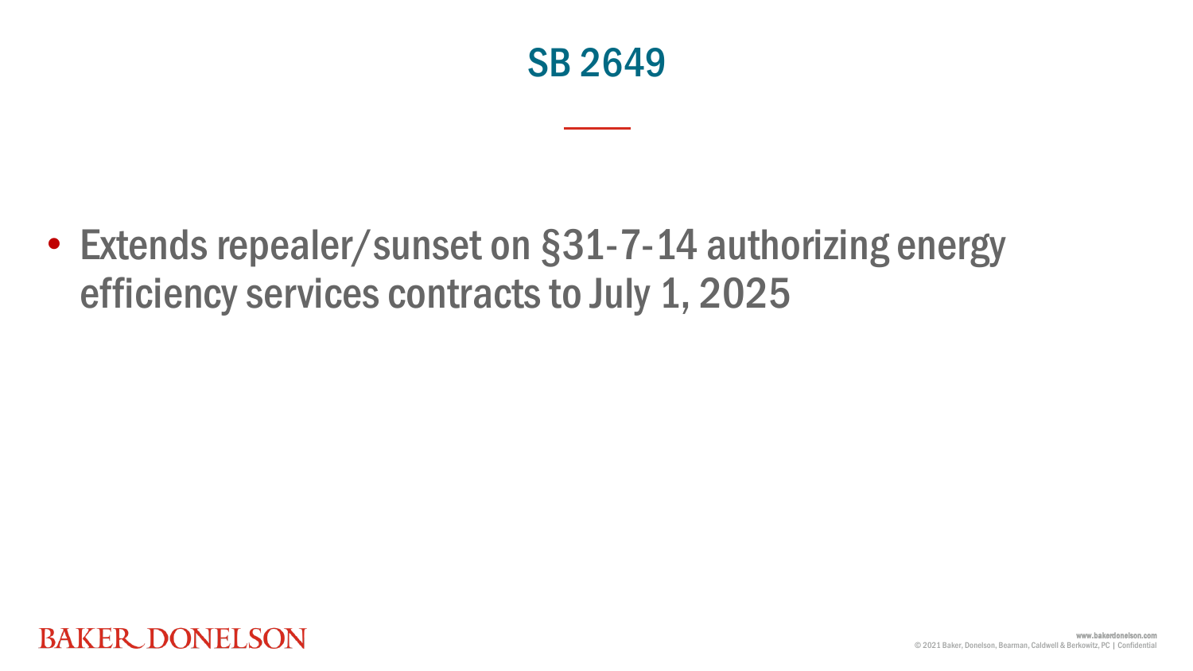# SB 2649

- Extends repealer/sunset on §31-7-14 authorizing energy efficiency services contracts to July 1, 2025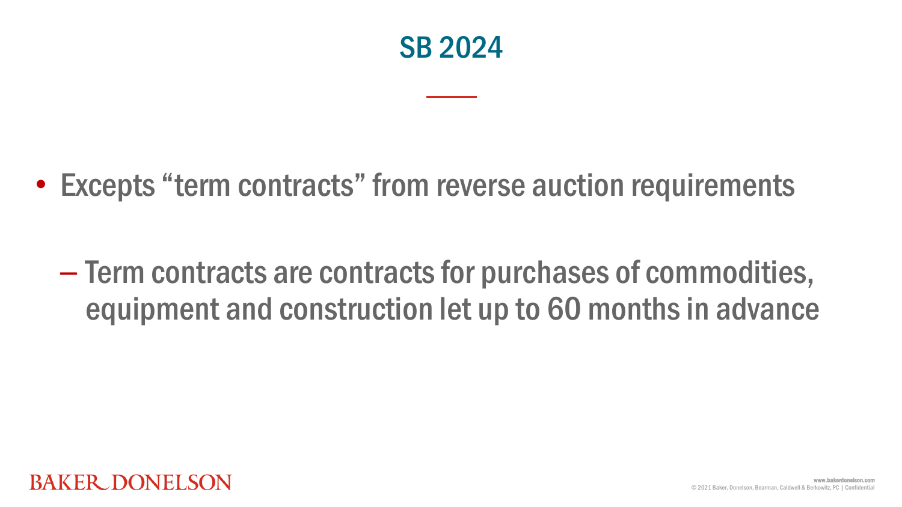# SB 2024

- Excepts "term contracts" from reverse auction requirements
  - Term contracts are contracts for purchases of commodities, equipment and construction let up to 60 months in advance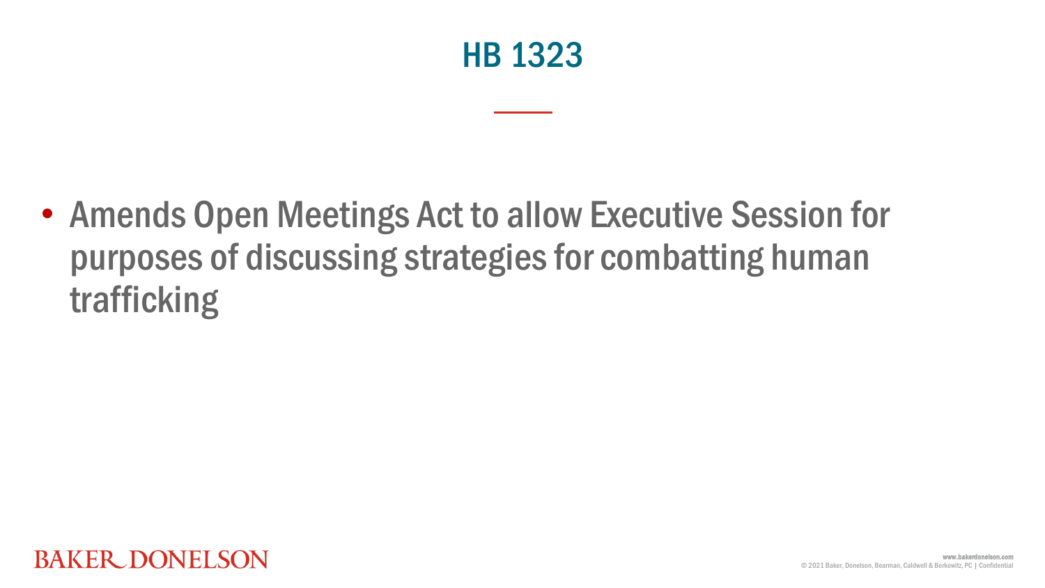# HB 1323

- Amends Open Meetings Act to allow Executive Session for purposes of discussing strategies for combatting human trafficking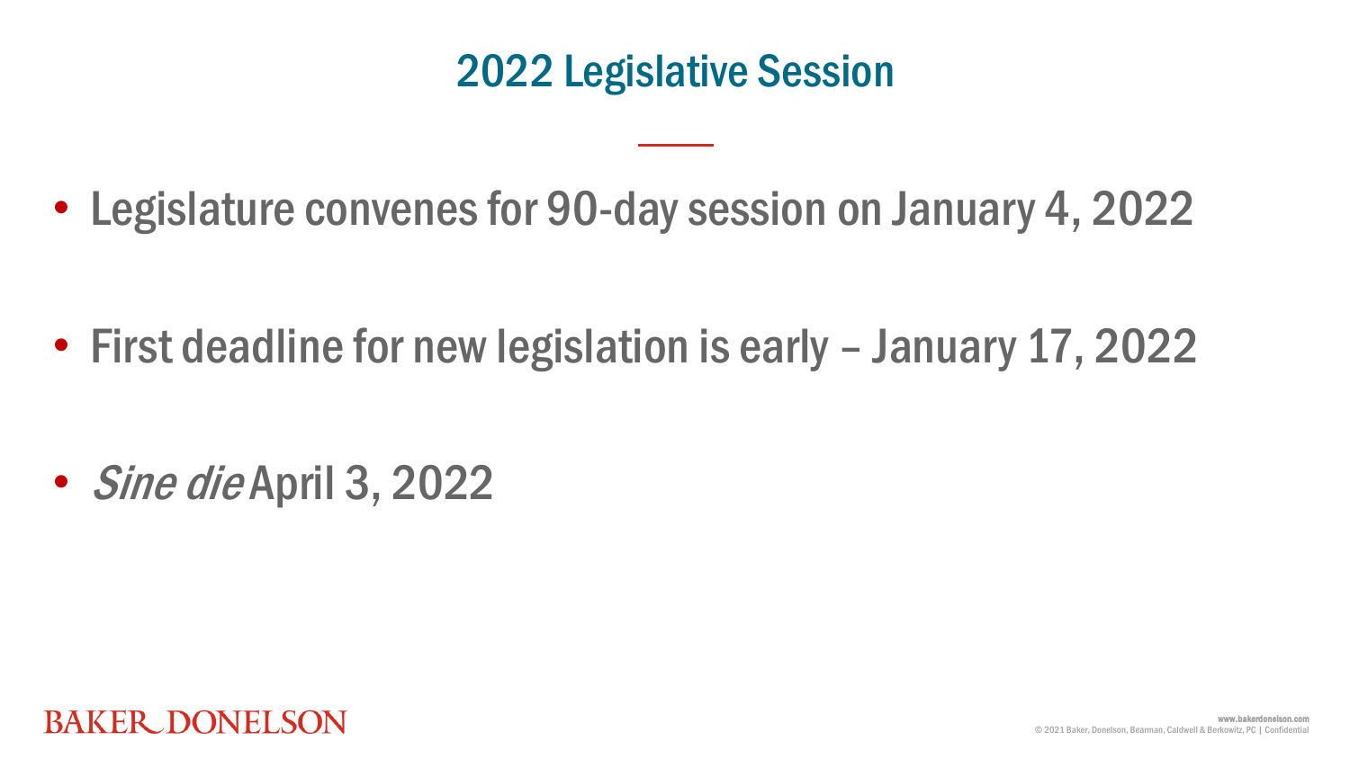# 2022 Legislative Session

- Legislature convenes for 90-day session on January 4, 2022
- First deadline for new legislation is early – January 17, 2022
- *Sine die* April 3, 2022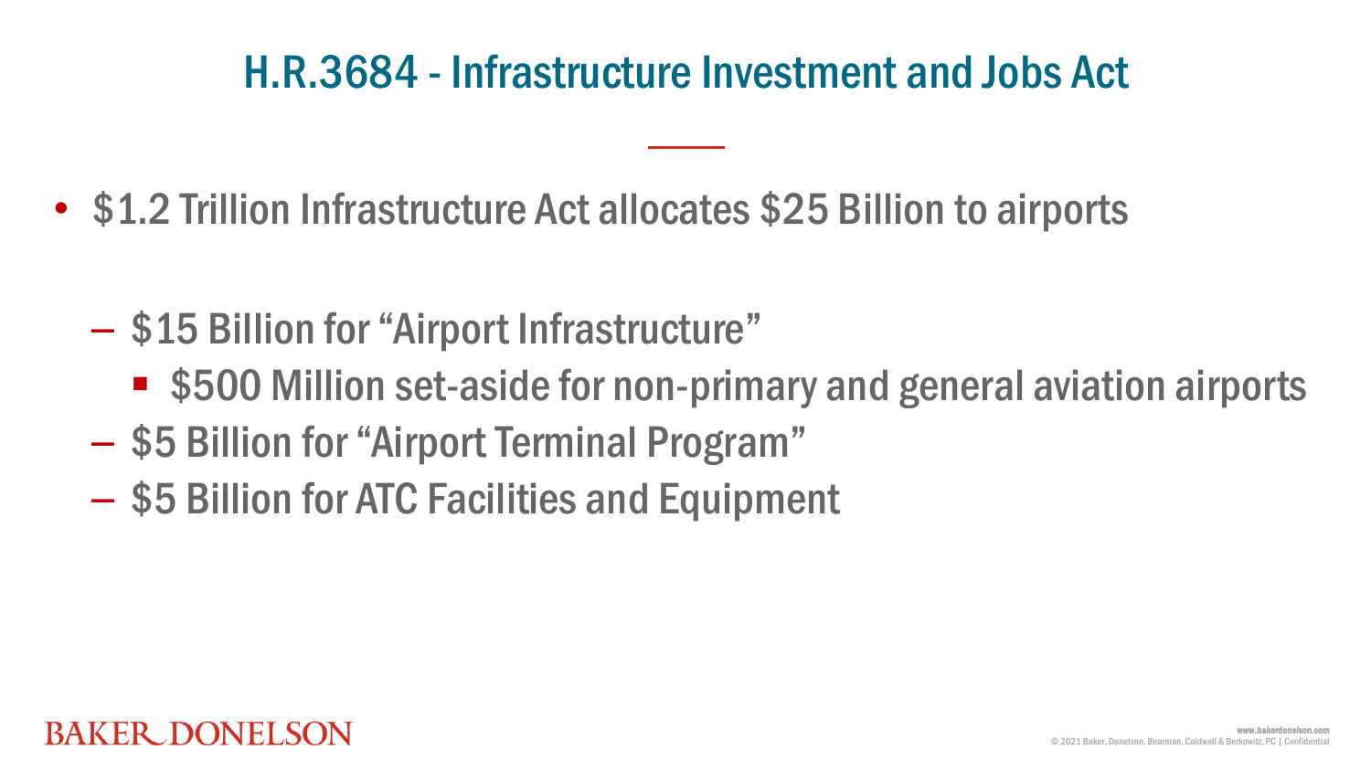# H.R.3684 - Infrastructure Investment and Jobs Act

- $1.2 Trillion Infrastructure Act allocates $25 Billion to airports
  - $15 Billion for "Airport Infrastructure"
    - $500 Million set-aside for non-primary and general aviation airports
  - $5 Billion for "Airport Terminal Program"
  - $5 Billion for ATC Facilities and Equipment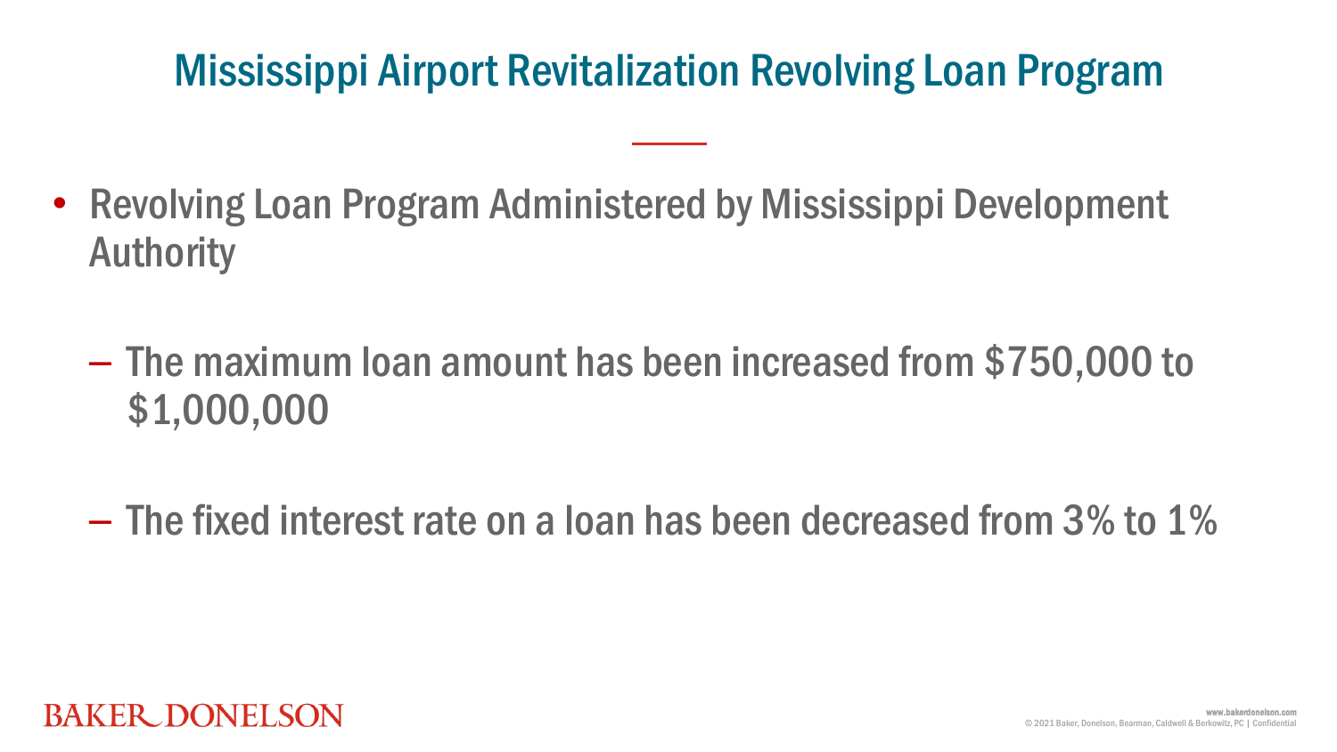# Mississippi Airport Revitalization Revolving Loan Program

- Revolving Loan Program Administered by Mississippi Development Authority
  - The maximum loan amount has been increased from $750,000 to $1,000,000
  - The fixed interest rate on a loan has been decreased from 3% to 1%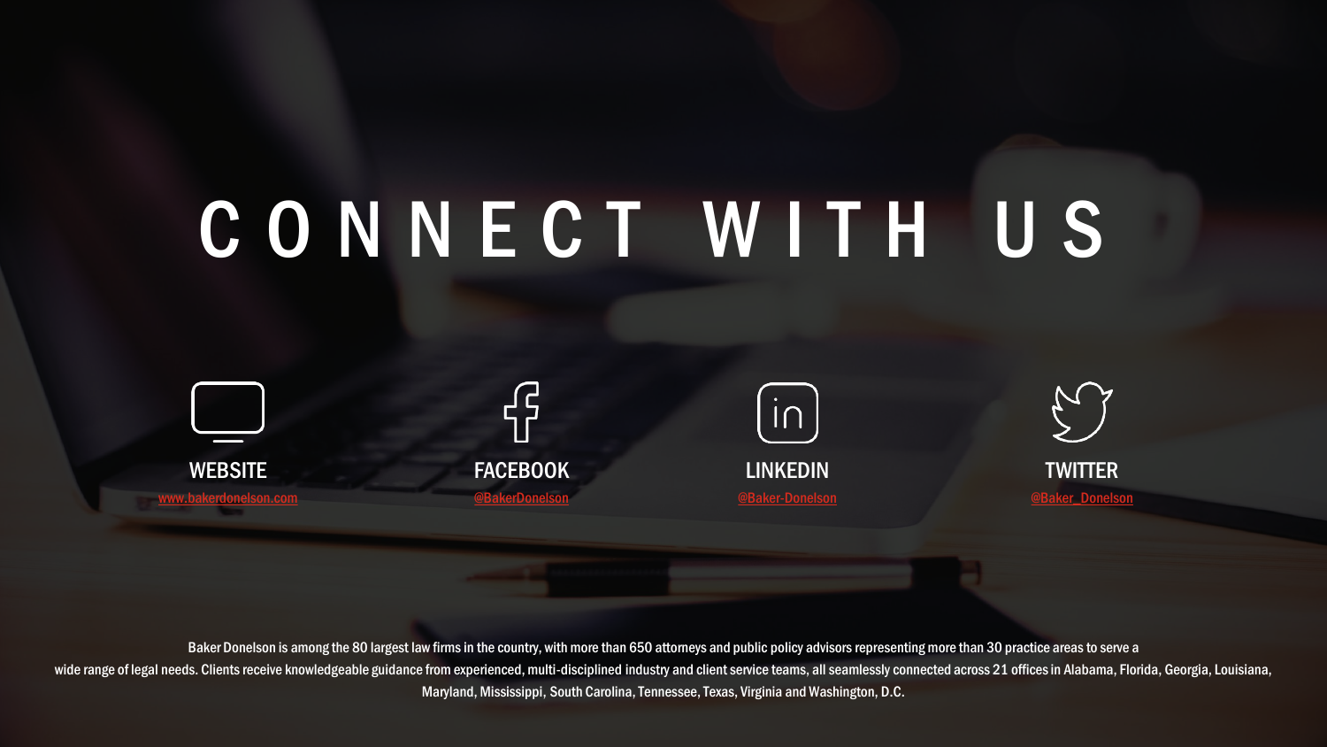# CONNECT WITH US

**WEBSITE**
www.bakerdonelson.com

**FACEBOOK**
@BakerDonelson

**LINKEDIN**
@Baker-Donelson

**TWITTER**
@Baker_Donelson

Baker Donelson is among the 80 largest law firms in the country, with more than 650 attorneys and public policy advisors representing more than 30 practice areas to serve a wide range of legal needs. Clients receive knowledgeable guidance from experienced, multi-disciplined industry and client service teams, all seamlessly connected across 21 offices in Alabama, Florida, Georgia, Louisiana, Maryland, Mississippi, South Carolina, Tennessee, Texas, Virginia and Washington, D.C.